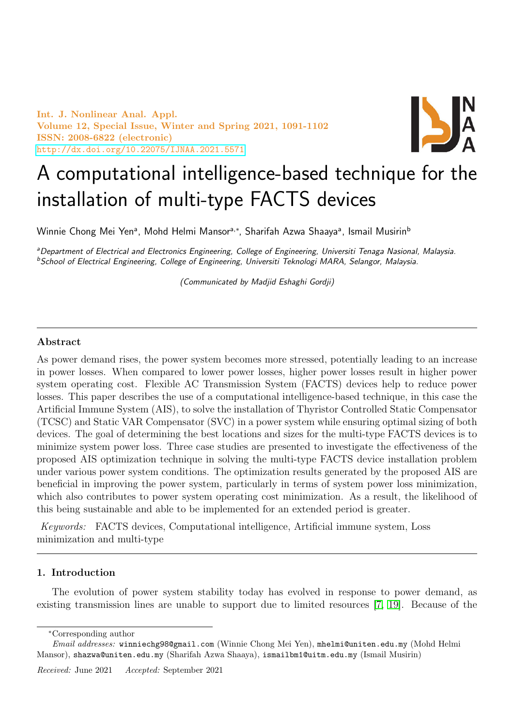# A computational intelligence-based technique for the installation of multi-type FACTS devices

Winnie Chong Mei Yen[a], Mohd Helmi Mansor[a,*], Sharifah Azwa Shaaya[a], Ismail Musirin[b]

[a]*Department of Electrical and Electronics Engineering, College of Engineering, Universiti Tenaga Nasional, Malaysia.*
[b]*School of Electrical Engineering, College of Engineering, Universiti Teknologi MARA, Selangor, Malaysia.*

*(Communicated by Madjid Eshaghi Gordji)*

---

## Abstract

As power demand rises, the power system becomes more stressed, potentially leading to an increase in power losses. When compared to lower power losses, higher power losses result in higher power system operating cost. Flexible AC Transmission System (FACTS) devices help to reduce power losses. This paper describes the use of a computational intelligence-based technique, in this case the Artificial Immune System (AIS), to solve the installation of Thyristor Controlled Static Compensator (TCSC) and Static VAR Compensator (SVC) in a power system while ensuring optimal sizing of both devices. The goal of determining the best locations and sizes for the multi-type FACTS devices is to minimize system power loss. Three case studies are presented to investigate the effectiveness of the proposed AIS optimization technique in solving the multi-type FACTS device installation problem under various power system conditions. The optimization results generated by the proposed AIS are beneficial in improving the power system, particularly in terms of system power loss minimization, which also contributes to power system operating cost minimization. As a result, the likelihood of this being sustainable and able to be implemented for an extended period is greater.

*Keywords:* FACTS devices, Computational intelligence, Artificial immune system, Loss minimization and multi-type

---

## 1. Introduction

The evolution of power system stability today has evolved in response to power demand, as existing transmission lines are unable to support due to limited resources [7, 19]. Because of the

---

*Corresponding author

*Email addresses:* winniechg98@gmail.com (Winnie Chong Mei Yen), mhelmi@uniten.edu.my (Mohd Helmi Mansor), shazwa@uniten.edu.my (Sharifah Azwa Shaaya), ismailbm1@uitm.edu.my (Ismail Musirin)

*Received:* June 2021 *Accepted:* September 2021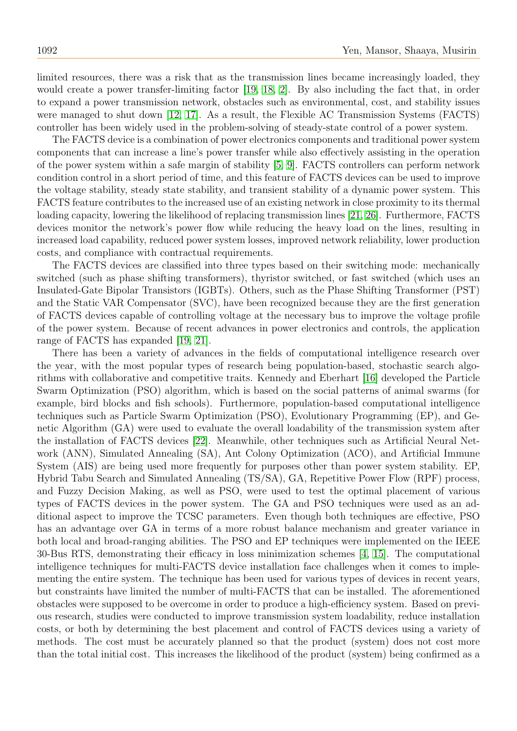limited resources, there was a risk that as the transmission lines became increasingly loaded, they would create a power transfer-limiting factor [19, 18, 2]. By also including the fact that, in order to expand a power transmission network, obstacles such as environmental, cost, and stability issues were managed to shut down [12, 17]. As a result, the Flexible AC Transmission Systems (FACTS) controller has been widely used in the problem-solving of steady-state control of a power system.

The FACTS device is a combination of power electronics components and traditional power system components that can increase a line's power transfer while also effectively assisting in the operation of the power system within a safe margin of stability [5, 9]. FACTS controllers can perform network condition control in a short period of time, and this feature of FACTS devices can be used to improve the voltage stability, steady state stability, and transient stability of a dynamic power system. This FACTS feature contributes to the increased use of an existing network in close proximity to its thermal loading capacity, lowering the likelihood of replacing transmission lines [21, 26]. Furthermore, FACTS devices monitor the network's power flow while reducing the heavy load on the lines, resulting in increased load capability, reduced power system losses, improved network reliability, lower production costs, and compliance with contractual requirements.

The FACTS devices are classified into three types based on their switching mode: mechanically switched (such as phase shifting transformers), thyristor switched, or fast switched (which uses an Insulated-Gate Bipolar Transistors (IGBTs). Others, such as the Phase Shifting Transformer (PST) and the Static VAR Compensator (SVC), have been recognized because they are the first generation of FACTS devices capable of controlling voltage at the necessary bus to improve the voltage profile of the power system. Because of recent advances in power electronics and controls, the application range of FACTS has expanded [19, 21].

There has been a variety of advances in the fields of computational intelligence research over the year, with the most popular types of research being population-based, stochastic search algorithms with collaborative and competitive traits. Kennedy and Eberhart [16] developed the Particle Swarm Optimization (PSO) algorithm, which is based on the social patterns of animal swarms (for example, bird blocks and fish schools). Furthermore, population-based computational intelligence techniques such as Particle Swarm Optimization (PSO), Evolutionary Programming (EP), and Genetic Algorithm (GA) were used to evaluate the overall loadability of the transmission system after the installation of FACTS devices [22]. Meanwhile, other techniques such as Artificial Neural Network (ANN), Simulated Annealing (SA), Ant Colony Optimization (ACO), and Artificial Immune System (AIS) are being used more frequently for purposes other than power system stability. EP, Hybrid Tabu Search and Simulated Annealing (TS/SA), GA, Repetitive Power Flow (RPF) process, and Fuzzy Decision Making, as well as PSO, were used to test the optimal placement of various types of FACTS devices in the power system. The GA and PSO techniques were used as an additional aspect to improve the TCSC parameters. Even though both techniques are effective, PSO has an advantage over GA in terms of a more robust balance mechanism and greater variance in both local and broad-ranging abilities. The PSO and EP techniques were implemented on the IEEE 30-Bus RTS, demonstrating their efficacy in loss minimization schemes [4, 15]. The computational intelligence techniques for multi-FACTS device installation face challenges when it comes to implementing the entire system. The technique has been used for various types of devices in recent years, but constraints have limited the number of multi-FACTS that can be installed. The aforementioned obstacles were supposed to be overcome in order to produce a high-efficiency system. Based on previous research, studies were conducted to improve transmission system loadability, reduce installation costs, or both by determining the best placement and control of FACTS devices using a variety of methods. The cost must be accurately planned so that the product (system) does not cost more than the total initial cost. This increases the likelihood of the product (system) being confirmed as a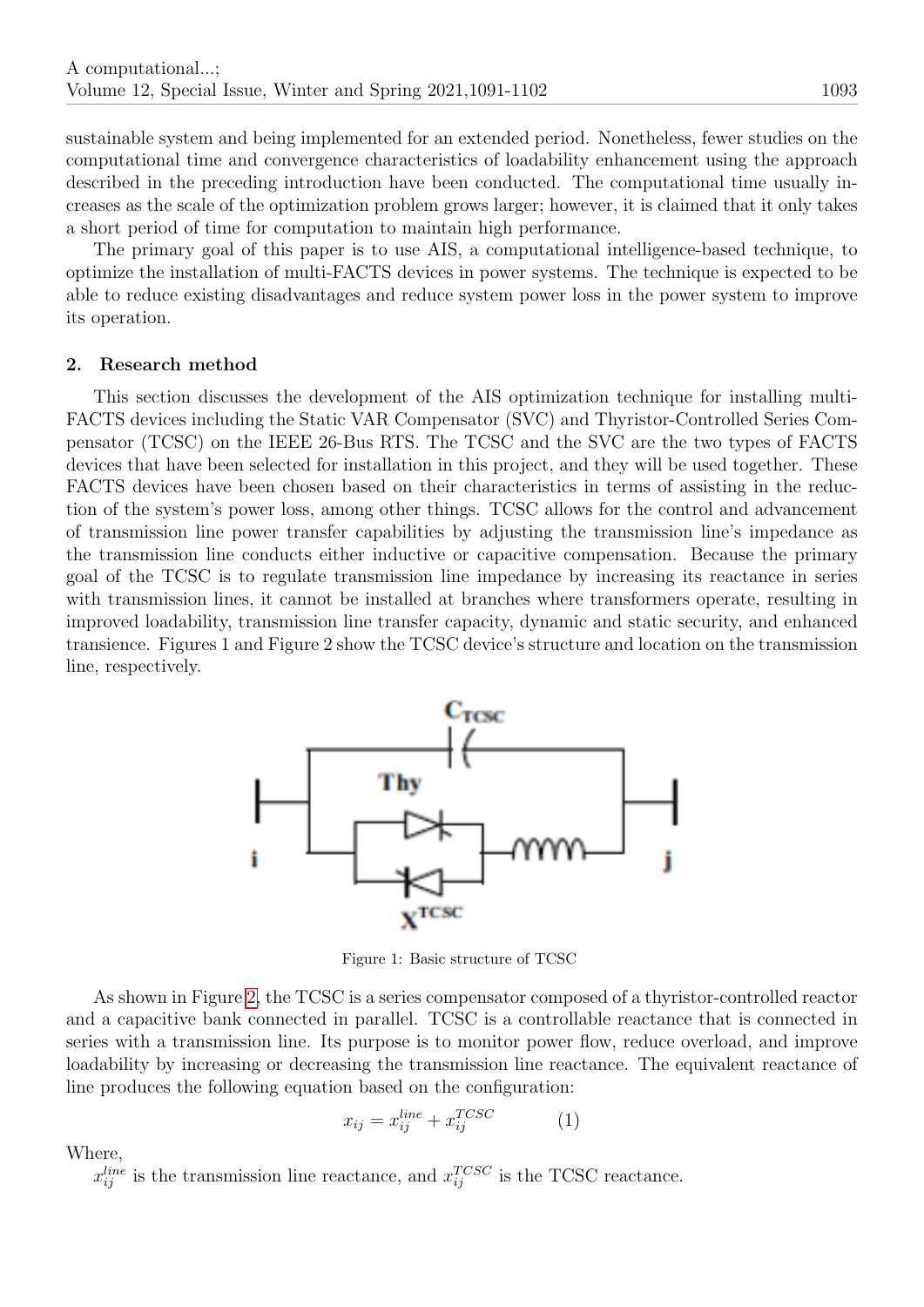sustainable system and being implemented for an extended period. Nonetheless, fewer studies on the computational time and convergence characteristics of loadability enhancement using the approach described in the preceding introduction have been conducted. The computational time usually increases as the scale of the optimization problem grows larger; however, it is claimed that it only takes a short period of time for computation to maintain high performance.

The primary goal of this paper is to use AIS, a computational intelligence-based technique, to optimize the installation of multi-FACTS devices in power systems. The technique is expected to be able to reduce existing disadvantages and reduce system power loss in the power system to improve its operation.

## 2. Research method

This section discusses the development of the AIS optimization technique for installing multi-FACTS devices including the Static VAR Compensator (SVC) and Thyristor-Controlled Series Compensator (TCSC) on the IEEE 26-Bus RTS. The TCSC and the SVC are the two types of FACTS devices that have been selected for installation in this project, and they will be used together. These FACTS devices have been chosen based on their characteristics in terms of assisting in the reduction of the system's power loss, among other things. TCSC allows for the control and advancement of transmission line power transfer capabilities by adjusting the transmission line's impedance as the transmission line conducts either inductive or capacitive compensation. Because the primary goal of the TCSC is to regulate transmission line impedance by increasing its reactance in series with transmission lines, it cannot be installed at branches where transformers operate, resulting in improved loadability, transmission line transfer capacity, dynamic and static security, and enhanced transience. Figures 1 and Figure 2 show the TCSC device's structure and location on the transmission line, respectively.

Figure 1: Basic structure of TCSC

As shown in Figure 2, the TCSC is a series compensator composed of a thyristor-controlled reactor and a capacitive bank connected in parallel. TCSC is a controllable reactance that is connected in series with a transmission line. Its purpose is to monitor power flow, reduce overload, and improve loadability by increasing or decreasing the transmission line reactance. The equivalent reactance of line produces the following equation based on the configuration:

$$x_{ij} = x_{ij}^{line} + x_{ij}^{TCSC} \qquad (1)$$

Where,

$x_{ij}^{line}$ is the transmission line reactance, and $x_{ij}^{TCSC}$ is the TCSC reactance.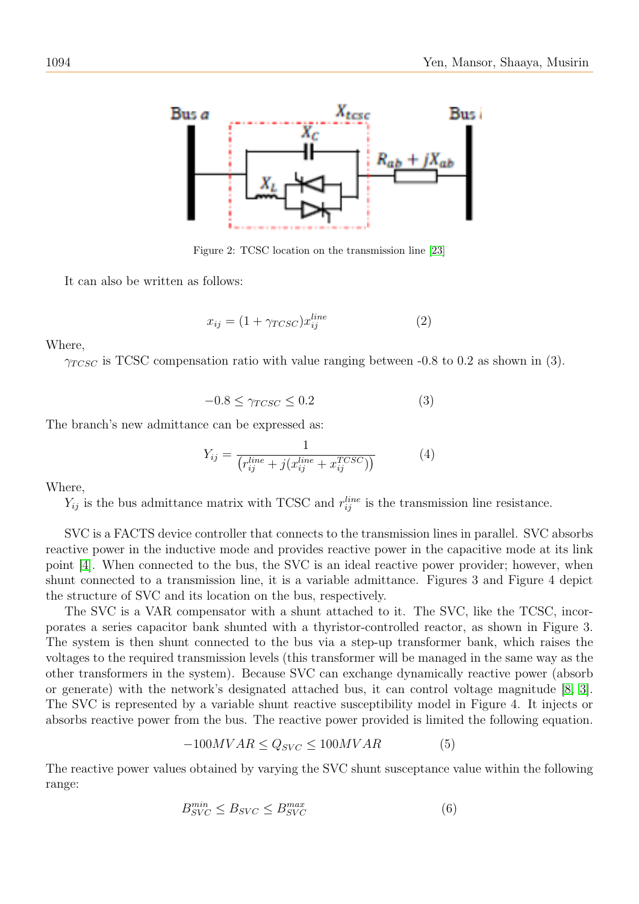Figure 2: TCSC location on the transmission line [23]

It can also be written as follows:

$$x_{ij} = (1 + \gamma_{TCSC}) x_{ij}^{line} \qquad (2)$$

Where,

$\gamma_{TCSC}$ is TCSC compensation ratio with value ranging between -0.8 to 0.2 as shown in (3).

$$-0.8 \leq \gamma_{TCSC} \leq 0.2 \qquad (3)$$

The branch's new admittance can be expressed as:

$$Y_{ij} = \frac{1}{\left(r_{ij}^{line} + j(x_{ij}^{line} + x_{ij}^{TCSC})\right)} \qquad (4)$$

Where,

$Y_{ij}$ is the bus admittance matrix with TCSC and $r_{ij}^{line}$ is the transmission line resistance.

SVC is a FACTS device controller that connects to the transmission lines in parallel. SVC absorbs reactive power in the inductive mode and provides reactive power in the capacitive mode at its link point [4]. When connected to the bus, the SVC is an ideal reactive power provider; however, when shunt connected to a transmission line, it is a variable admittance. Figures 3 and Figure 4 depict the structure of SVC and its location on the bus, respectively.

The SVC is a VAR compensator with a shunt attached to it. The SVC, like the TCSC, incorporates a series capacitor bank shunted with a thyristor-controlled reactor, as shown in Figure 3. The system is then shunt connected to the bus via a step-up transformer bank, which raises the voltages to the required transmission levels (this transformer will be managed in the same way as the other transformers in the system). Because SVC can exchange dynamically reactive power (absorb or generate) with the network's designated attached bus, it can control voltage magnitude [8] [3]. The SVC is represented by a variable shunt reactive susceptibility model in Figure 4. It injects or absorbs reactive power from the bus. The reactive power provided is limited the following equation.

$$-100MVAR \leq Q_{SVC} \leq 100MVAR \qquad (5)$$

The reactive power values obtained by varying the SVC shunt susceptance value within the following range:

$$B_{SVC}^{min} \leq B_{SVC} \leq B_{SVC}^{max} \qquad (6)$$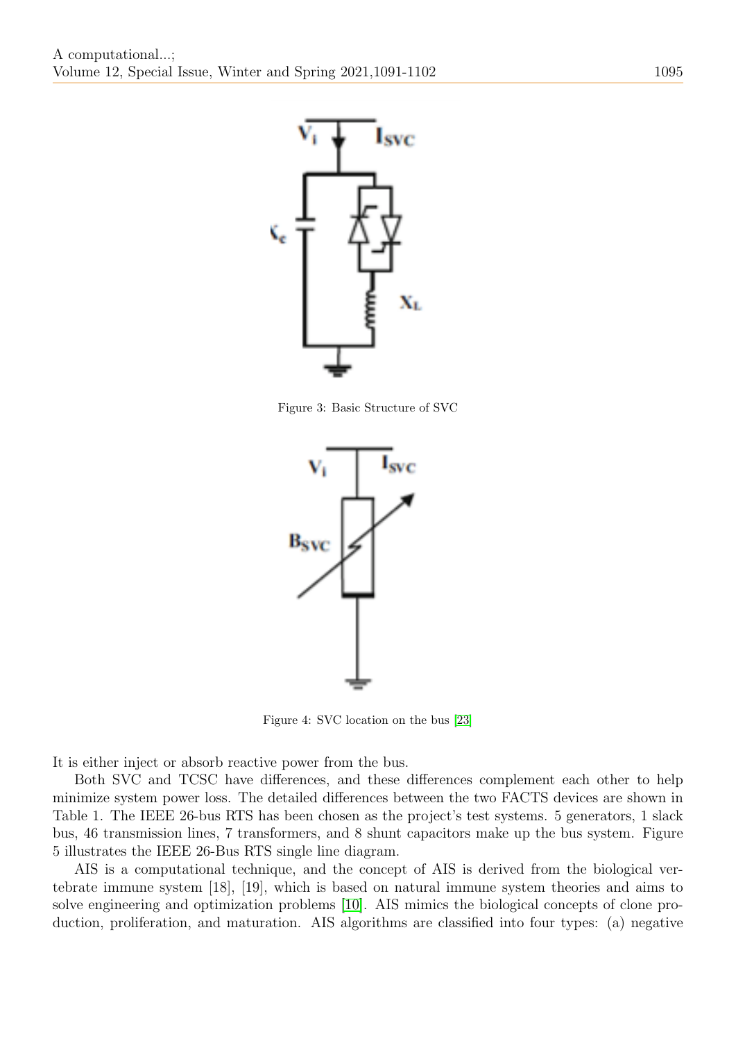Figure 3: Basic Structure of SVC

Figure 4: SVC location on the bus [23]

It is either inject or absorb reactive power from the bus.

Both SVC and TCSC have differences, and these differences complement each other to help minimize system power loss. The detailed differences between the two FACTS devices are shown in Table 1. The IEEE 26-bus RTS has been chosen as the project's test systems. 5 generators, 1 slack bus, 46 transmission lines, 7 transformers, and 8 shunt capacitors make up the bus system. Figure 5 illustrates the IEEE 26-Bus RTS single line diagram.

AIS is a computational technique, and the concept of AIS is derived from the biological vertebrate immune system [18], [19], which is based on natural immune system theories and aims to solve engineering and optimization problems [10]. AIS mimics the biological concepts of clone production, proliferation, and maturation. AIS algorithms are classified into four types: (a) negative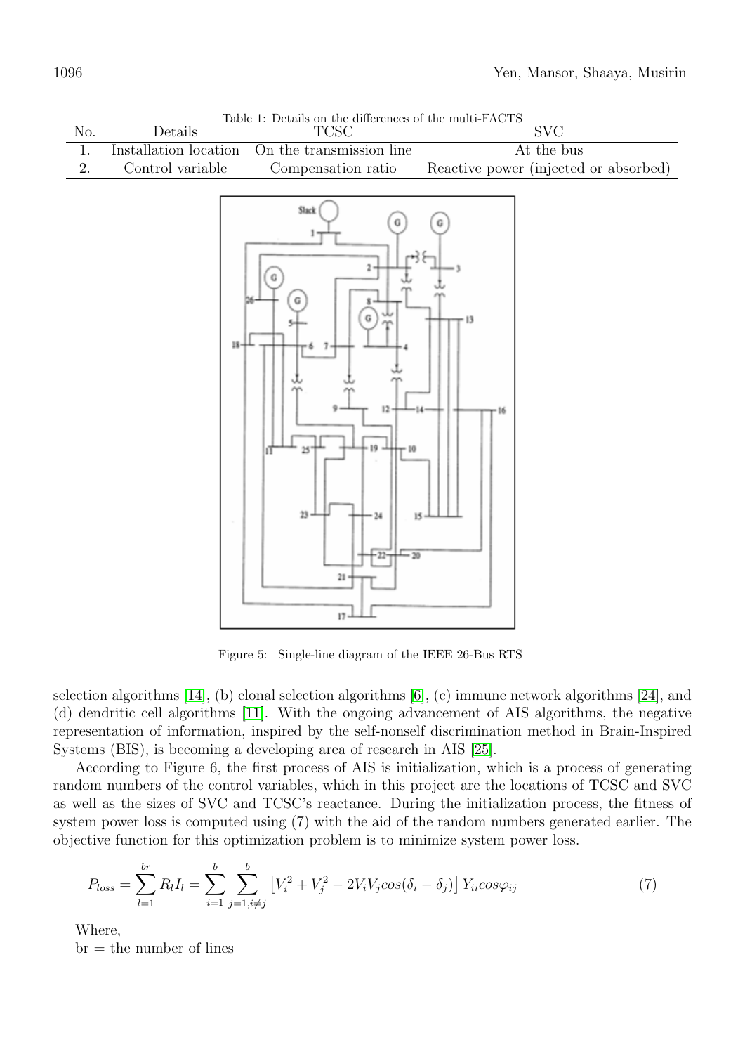Table 1: Details on the differences of the multi-FACTS

| No. | Details | TCSC | SVC |
|---|---|---|---|
| 1. | Installation location | On the transmission line | At the bus |
| 2. | Control variable | Compensation ratio | Reactive power (injected or absorbed) |

Figure 5: Single-line diagram of the IEEE 26-Bus RTS

selection algorithms [14], (b) clonal selection algorithms [6], (c) immune network algorithms [24], and (d) dendritic cell algorithms [11]. With the ongoing advancement of AIS algorithms, the negative representation of information, inspired by the self-nonself discrimination method in Brain-Inspired Systems (BIS), is becoming a developing area of research in AIS [25].

According to Figure 6, the first process of AIS is initialization, which is a process of generating random numbers of the control variables, which in this project are the locations of TCSC and SVC as well as the sizes of SVC and TCSC's reactance. During the initialization process, the fitness of system power loss is computed using (7) with the aid of the random numbers generated earlier. The objective function for this optimization problem is to minimize system power loss.

$$P_{loss} = \sum_{l=1}^{br} R_l I_l = \sum_{i=1}^{b} \sum_{j=1, i \neq j}^{b} \left[ V_i^2 + V_j^2 - 2V_i V_j cos(\delta_i - \delta_j) \right] Y_{ii} cos\varphi_{ij} \tag{7}$$

Where,

br = the number of lines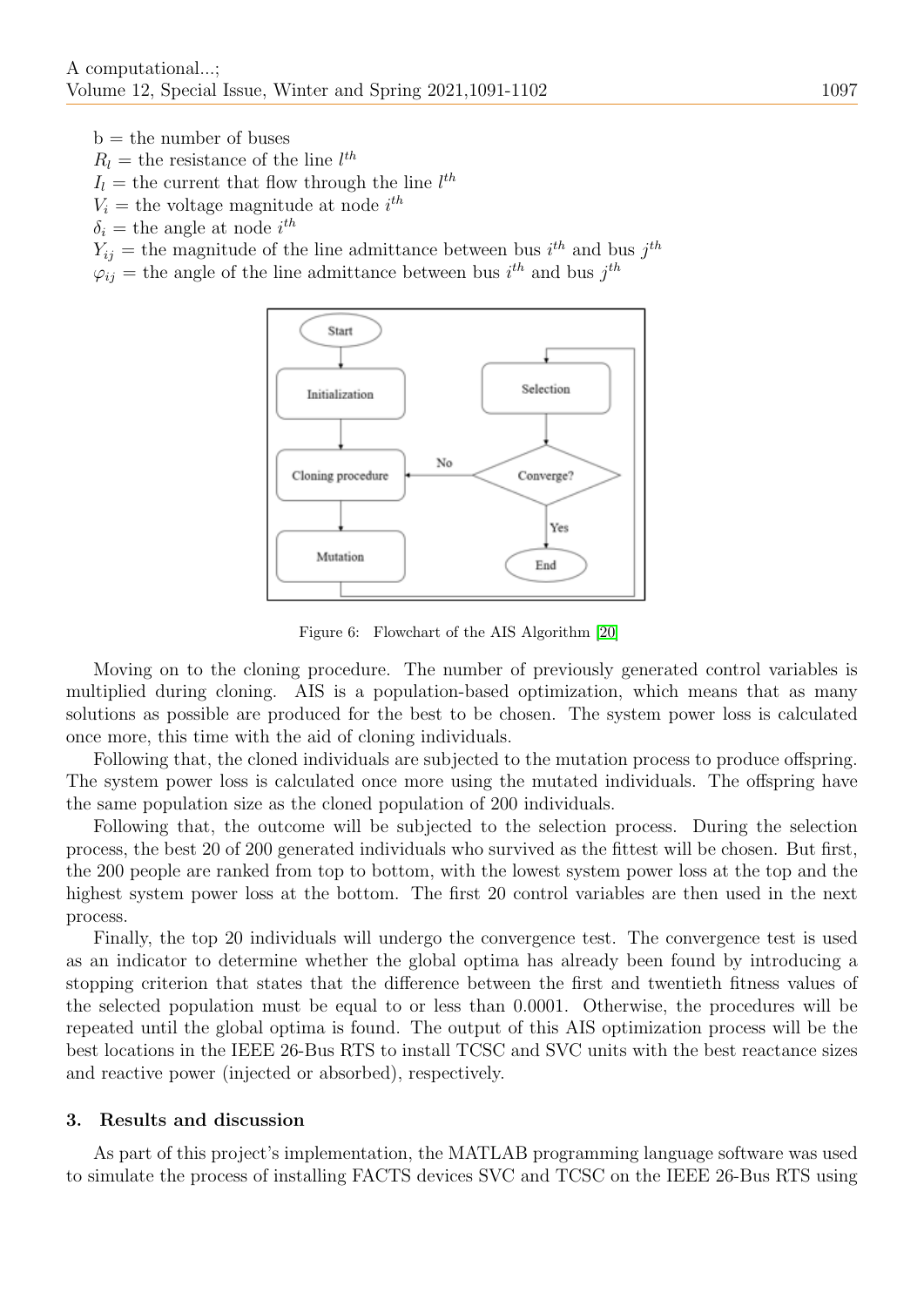b = the number of buses
$R_l$ = the resistance of the line $l^{th}$
$I_l$ = the current that flow through the line $l^{th}$
$V_i$ = the voltage magnitude at node $i^{th}$
$\delta_i$ = the angle at node $i^{th}$
$Y_{ij}$ = the magnitude of the line admittance between bus $i^{th}$ and bus $j^{th}$
$\varphi_{ij}$ = the angle of the line admittance between bus $i^{th}$ and bus $j^{th}$

Figure 6: Flowchart of the AIS Algorithm [20]

Moving on to the cloning procedure. The number of previously generated control variables is multiplied during cloning. AIS is a population-based optimization, which means that as many solutions as possible are produced for the best to be chosen. The system power loss is calculated once more, this time with the aid of cloning individuals.

Following that, the cloned individuals are subjected to the mutation process to produce offspring. The system power loss is calculated once more using the mutated individuals. The offspring have the same population size as the cloned population of 200 individuals.

Following that, the outcome will be subjected to the selection process. During the selection process, the best 20 of 200 generated individuals who survived as the fittest will be chosen. But first, the 200 people are ranked from top to bottom, with the lowest system power loss at the top and the highest system power loss at the bottom. The first 20 control variables are then used in the next process.

Finally, the top 20 individuals will undergo the convergence test. The convergence test is used as an indicator to determine whether the global optima has already been found by introducing a stopping criterion that states that the difference between the first and twentieth fitness values of the selected population must be equal to or less than 0.0001. Otherwise, the procedures will be repeated until the global optima is found. The output of this AIS optimization process will be the best locations in the IEEE 26-Bus RTS to install TCSC and SVC units with the best reactance sizes and reactive power (injected or absorbed), respectively.

## 3. Results and discussion

As part of this project's implementation, the MATLAB programming language software was used to simulate the process of installing FACTS devices SVC and TCSC on the IEEE 26-Bus RTS using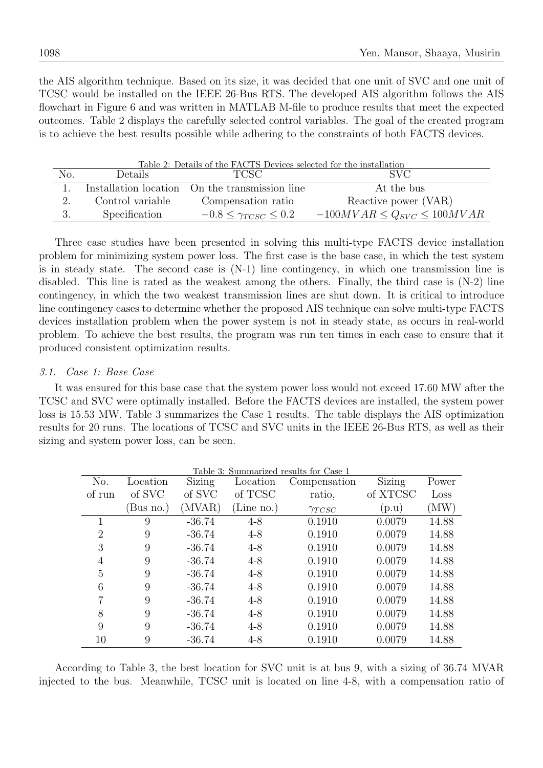the AIS algorithm technique. Based on its size, it was decided that one unit of SVC and one unit of TCSC would be installed on the IEEE 26-Bus RTS. The developed AIS algorithm follows the AIS flowchart in Figure 6 and was written in MATLAB M-file to produce results that meet the expected outcomes. Table 2 displays the carefully selected control variables. The goal of the created program is to achieve the best results possible while adhering to the constraints of both FACTS devices.

Table 2: Details of the FACTS Devices selected for the installation

| No. | Details | TCSC | SVC |
|---|---|---|---|
| 1. | Installation location | On the transmission line | At the bus |
| 2. | Control variable | Compensation ratio | Reactive power (VAR) |
| 3. | Specification | $-0.8 \leq \gamma_{TCSC} \leq 0.2$ | $-100MVAR \leq Q_{SVC} \leq 100MVAR$ |

Three case studies have been presented in solving this multi-type FACTS device installation problem for minimizing system power loss. The first case is the base case, in which the test system is in steady state. The second case is (N-1) line contingency, in which one transmission line is disabled. This line is rated as the weakest among the others. Finally, the third case is (N-2) line contingency, in which the two weakest transmission lines are shut down. It is critical to introduce line contingency cases to determine whether the proposed AIS technique can solve multi-type FACTS devices installation problem when the power system is not in steady state, as occurs in real-world problem. To achieve the best results, the program was run ten times in each case to ensure that it produced consistent optimization results.

### *3.1. Case 1: Base Case*

It was ensured for this base case that the system power loss would not exceed 17.60 MW after the TCSC and SVC were optimally installed. Before the FACTS devices are installed, the system power loss is 15.53 MW. Table 3 summarizes the Case 1 results. The table displays the AIS optimization results for 20 runs. The locations of TCSC and SVC units in the IEEE 26-Bus RTS, as well as their sizing and system power loss, can be seen.

Table 3: Summarized results for Case 1

| No. of run | Location of SVC (Bus no.) | Sizing of SVC (MVAR) | Location of TCSC (Line no.) | Compensation ratio, $\gamma_{TCSC}$ | Sizing of XTCSC (p.u) | Power Loss (MW) |
|---|---|---|---|---|---|---|
| 1 | 9 | -36.74 | 4-8 | 0.1910 | 0.0079 | 14.88 |
| 2 | 9 | -36.74 | 4-8 | 0.1910 | 0.0079 | 14.88 |
| 3 | 9 | -36.74 | 4-8 | 0.1910 | 0.0079 | 14.88 |
| 4 | 9 | -36.74 | 4-8 | 0.1910 | 0.0079 | 14.88 |
| 5 | 9 | -36.74 | 4-8 | 0.1910 | 0.0079 | 14.88 |
| 6 | 9 | -36.74 | 4-8 | 0.1910 | 0.0079 | 14.88 |
| 7 | 9 | -36.74 | 4-8 | 0.1910 | 0.0079 | 14.88 |
| 8 | 9 | -36.74 | 4-8 | 0.1910 | 0.0079 | 14.88 |
| 9 | 9 | -36.74 | 4-8 | 0.1910 | 0.0079 | 14.88 |
| 10 | 9 | -36.74 | 4-8 | 0.1910 | 0.0079 | 14.88 |

According to Table 3, the best location for SVC unit is at bus 9, with a sizing of 36.74 MVAR injected to the bus. Meanwhile, TCSC unit is located on line 4-8, with a compensation ratio of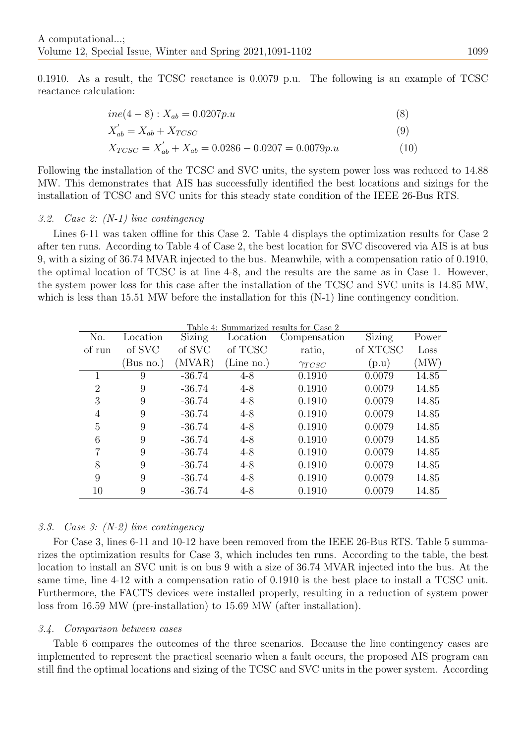0.1910. As a result, the TCSC reactance is 0.0079 p.u. The following is an example of TCSC reactance calculation:

$$ine(4-8): X_{ab} = 0.0207p.u \tag{8}$$

$$X_{ab}^{'} = X_{ab} + X_{TCSC} \tag{9}$$

$$X_{TCSC} = X_{ab}^{'} + X_{ab} = 0.0286 - 0.0207 = 0.0079p.u \tag{10}$$

Following the installation of the TCSC and SVC units, the system power loss was reduced to 14.88 MW. This demonstrates that AIS has successfully identified the best locations and sizings for the installation of TCSC and SVC units for this steady state condition of the IEEE 26-Bus RTS.

### *3.2. Case 2: (N-1) line contingency*

Lines 6-11 was taken offline for this Case 2. Table 4 displays the optimization results for Case 2 after ten runs. According to Table 4 of Case 2, the best location for SVC discovered via AIS is at bus 9, with a sizing of 36.74 MVAR injected to the bus. Meanwhile, with a compensation ratio of 0.1910, the optimal location of TCSC is at line 4-8, and the results are the same as in Case 1. However, the system power loss for this case after the installation of the TCSC and SVC units is 14.85 MW, which is less than 15.51 MW before the installation for this (N-1) line contingency condition.

Table 4: Summarized results for Case 2

| No. of run | Location of SVC (Bus no.) | Sizing of SVC (MVAR) | Location of TCSC (Line no.) | Compensation ratio, $\gamma_{TCSC}$ | Sizing of XTCSC (p.u) | Power Loss (MW) |
|---|---|---|---|---|---|---|
| 1 | 9 | -36.74 | 4-8 | 0.1910 | 0.0079 | 14.85 |
| 2 | 9 | -36.74 | 4-8 | 0.1910 | 0.0079 | 14.85 |
| 3 | 9 | -36.74 | 4-8 | 0.1910 | 0.0079 | 14.85 |
| 4 | 9 | -36.74 | 4-8 | 0.1910 | 0.0079 | 14.85 |
| 5 | 9 | -36.74 | 4-8 | 0.1910 | 0.0079 | 14.85 |
| 6 | 9 | -36.74 | 4-8 | 0.1910 | 0.0079 | 14.85 |
| 7 | 9 | -36.74 | 4-8 | 0.1910 | 0.0079 | 14.85 |
| 8 | 9 | -36.74 | 4-8 | 0.1910 | 0.0079 | 14.85 |
| 9 | 9 | -36.74 | 4-8 | 0.1910 | 0.0079 | 14.85 |
| 10 | 9 | -36.74 | 4-8 | 0.1910 | 0.0079 | 14.85 |

### *3.3. Case 3: (N-2) line contingency*

For Case 3, lines 6-11 and 10-12 have been removed from the IEEE 26-Bus RTS. Table 5 summarizes the optimization results for Case 3, which includes ten runs. According to the table, the best location to install an SVC unit is on bus 9 with a size of 36.74 MVAR injected into the bus. At the same time, line 4-12 with a compensation ratio of 0.1910 is the best place to install a TCSC unit. Furthermore, the FACTS devices were installed properly, resulting in a reduction of system power loss from 16.59 MW (pre-installation) to 15.69 MW (after installation).

### *3.4. Comparison between cases*

Table 6 compares the outcomes of the three scenarios. Because the line contingency cases are implemented to represent the practical scenario when a fault occurs, the proposed AIS program can still find the optimal locations and sizing of the TCSC and SVC units in the power system. According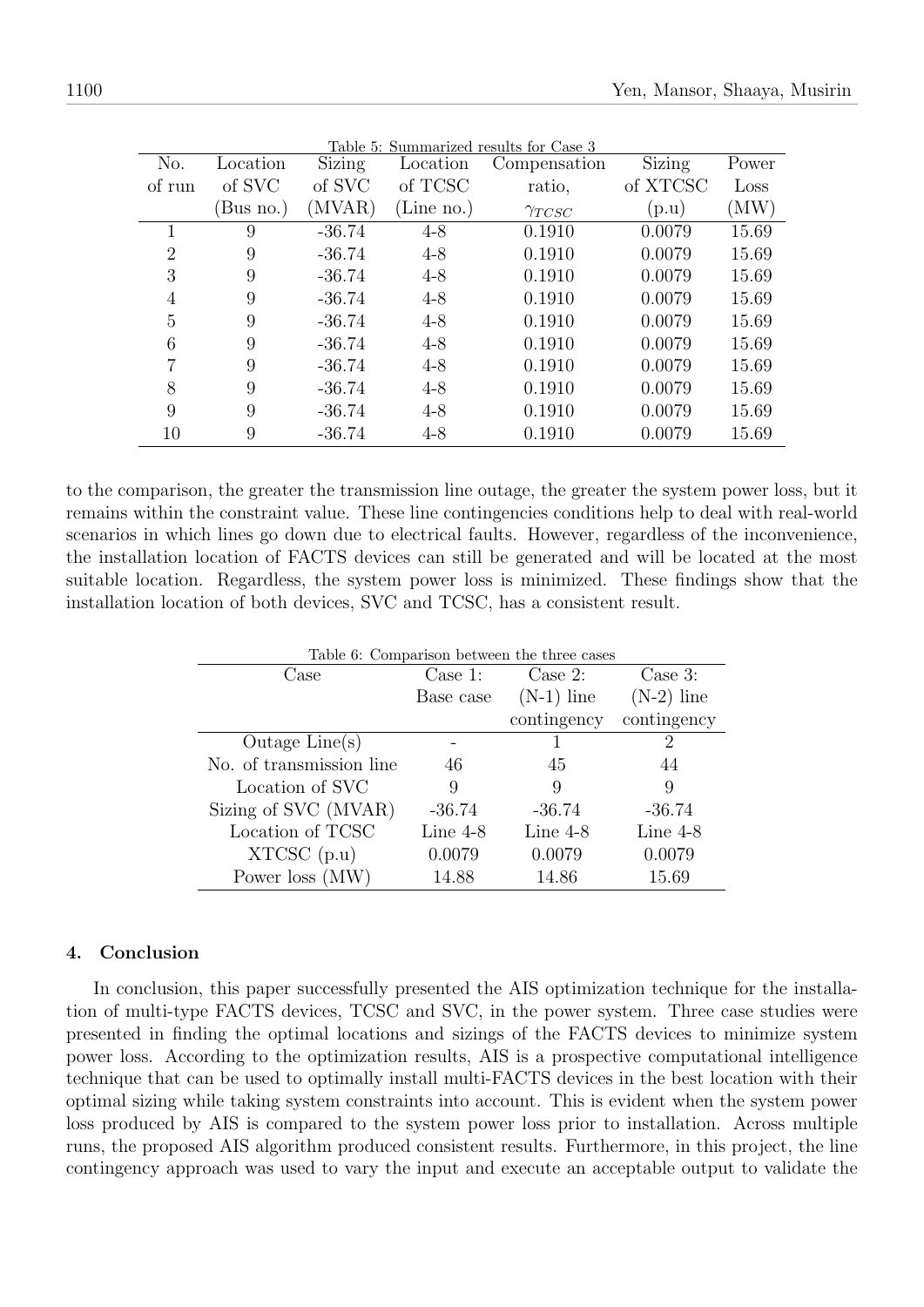Table 5: Summarized results for Case 3

| No. of run | Location of SVC (Bus no.) | Sizing of SVC (MVAR) | Location of TCSC (Line no.) | Compensation ratio, $\gamma_{TCSC}$ | Sizing of XTCSC (p.u) | Power Loss (MW) |
|---|---|---|---|---|---|---|
| 1 | 9 | -36.74 | 4-8 | 0.1910 | 0.0079 | 15.69 |
| 2 | 9 | -36.74 | 4-8 | 0.1910 | 0.0079 | 15.69 |
| 3 | 9 | -36.74 | 4-8 | 0.1910 | 0.0079 | 15.69 |
| 4 | 9 | -36.74 | 4-8 | 0.1910 | 0.0079 | 15.69 |
| 5 | 9 | -36.74 | 4-8 | 0.1910 | 0.0079 | 15.69 |
| 6 | 9 | -36.74 | 4-8 | 0.1910 | 0.0079 | 15.69 |
| 7 | 9 | -36.74 | 4-8 | 0.1910 | 0.0079 | 15.69 |
| 8 | 9 | -36.74 | 4-8 | 0.1910 | 0.0079 | 15.69 |
| 9 | 9 | -36.74 | 4-8 | 0.1910 | 0.0079 | 15.69 |
| 10 | 9 | -36.74 | 4-8 | 0.1910 | 0.0079 | 15.69 |

to the comparison, the greater the transmission line outage, the greater the system power loss, but it remains within the constraint value. These line contingencies conditions help to deal with real-world scenarios in which lines go down due to electrical faults. However, regardless of the inconvenience, the installation location of FACTS devices can still be generated and will be located at the most suitable location. Regardless, the system power loss is minimized. These findings show that the installation location of both devices, SVC and TCSC, has a consistent result.

Table 6: Comparison between the three cases

| Case | Case 1: Base case | Case 2: (N-1) line contingency | Case 3: (N-2) line contingency |
|---|---|---|---|
| Outage Line(s) | - | 1 | 2 |
| No. of transmission line | 46 | 45 | 44 |
| Location of SVC | 9 | 9 | 9 |
| Sizing of SVC (MVAR) | -36.74 | -36.74 | -36.74 |
| Location of TCSC | Line 4-8 | Line 4-8 | Line 4-8 |
| XTCSC (p.u) | 0.0079 | 0.0079 | 0.0079 |
| Power loss (MW) | 14.88 | 14.86 | 15.69 |

## 4. Conclusion

In conclusion, this paper successfully presented the AIS optimization technique for the installation of multi-type FACTS devices, TCSC and SVC, in the power system. Three case studies were presented in finding the optimal locations and sizings of the FACTS devices to minimize system power loss. According to the optimization results, AIS is a prospective computational intelligence technique that can be used to optimally install multi-FACTS devices in the best location with their optimal sizing while taking system constraints into account. This is evident when the system power loss produced by AIS is compared to the system power loss prior to installation. Across multiple runs, the proposed AIS algorithm produced consistent results. Furthermore, in this project, the line contingency approach was used to vary the input and execute an acceptable output to validate the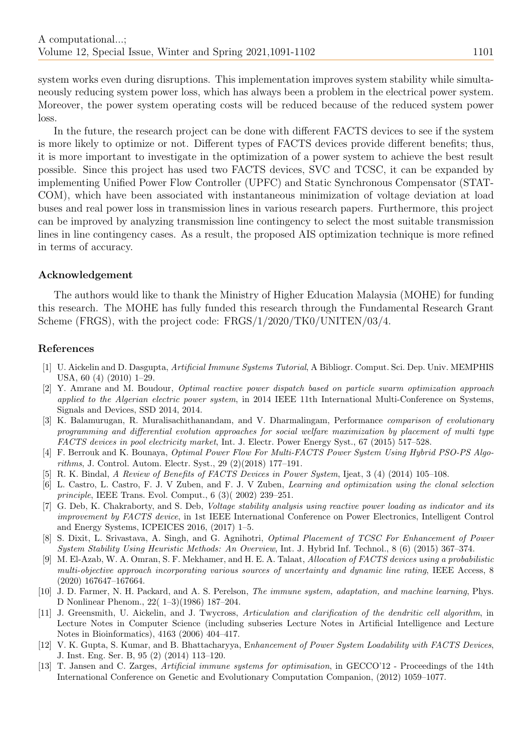system works even during disruptions. This implementation improves system stability while simultaneously reducing system power loss, which has always been a problem in the electrical power system. Moreover, the power system operating costs will be reduced because of the reduced system power loss.

In the future, the research project can be done with different FACTS devices to see if the system is more likely to optimize or not. Different types of FACTS devices provide different benefits; thus, it is more important to investigate in the optimization of a power system to achieve the best result possible. Since this project has used two FACTS devices, SVC and TCSC, it can be expanded by implementing Unified Power Flow Controller (UPFC) and Static Synchronous Compensator (STATCOM), which have been associated with instantaneous minimization of voltage deviation at load buses and real power loss in transmission lines in various research papers. Furthermore, this project can be improved by analyzing transmission line contingency to select the most suitable transmission lines in line contingency cases. As a result, the proposed AIS optimization technique is more refined in terms of accuracy.

## Acknowledgement

The authors would like to thank the Ministry of Higher Education Malaysia (MOHE) for funding this research. The MOHE has fully funded this research through the Fundamental Research Grant Scheme (FRGS), with the project code: FRGS/1/2020/TK0/UNITEN/03/4.

## References

[1] U. Aickelin and D. Dasgupta, *Artificial Immune Systems Tutorial*, A Bibliogr. Comput. Sci. Dep. Univ. MEMPHIS USA, 60 (4) (2010) 1–29.

[2] Y. Amrane and M. Boudour, *Optimal reactive power dispatch based on particle swarm optimization approach applied to the Algerian electric power system*, in 2014 IEEE 11th International Multi-Conference on Systems, Signals and Devices, SSD 2014, 2014.

[3] K. Balamurugan, R. Muralisachithanandam, and V. Dharmalingam, Performance *comparison of evolutionary programming and differential evolution approaches for social welfare maximization by placement of multi type FACTS devices in pool electricity market*, Int. J. Electr. Power Energy Syst., 67 (2015) 517–528.

[4] F. Berrouk and K. Bounaya, *Optimal Power Flow For Multi-FACTS Power System Using Hybrid PSO-PS Algorithms*, J. Control. Autom. Electr. Syst., 29 (2)(2018) 177–191.

[5] R. K. Bindal, *A Review of Benefits of FACTS Devices in Power System*, Ijeat, 3 (4) (2014) 105–108.

[6] L. Castro, L. Castro, F. J. V Zuben, and F. J. V Zuben, *Learning and optimization using the clonal selection principle*, IEEE Trans. Evol. Comput., 6 (3)( 2002) 239–251.

[7] G. Deb, K. Chakraborty, and S. Deb, *Voltage stability analysis using reactive power loading as indicator and its improvement by FACTS device*, in 1st IEEE International Conference on Power Electronics, Intelligent Control and Energy Systems, ICPEICES 2016, (2017) 1–5.

[8] S. Dixit, L. Srivastava, A. Singh, and G. Agnihotri, *Optimal Placement of TCSC For Enhancement of Power System Stability Using Heuristic Methods: An Overview*, Int. J. Hybrid Inf. Technol., 8 (6) (2015) 367–374.

[9] M. El-Azab, W. A. Omran, S. F. Mekhamer, and H. E. A. Talaat, *Allocation of FACTS devices using a probabilistic multi-objective approach incorporating various sources of uncertainty and dynamic line rating*, IEEE Access, 8 (2020) 167647–167664.

[10] J. D. Farmer, N. H. Packard, and A. S. Perelson, *The immune system, adaptation, and machine learning*, Phys. D Nonlinear Phenom., 22( 1–3)(1986) 187–204.

[11] J. Greensmith, U. Aickelin, and J. Twycross, *Articulation and clarification of the dendritic cell algorithm*, in Lecture Notes in Computer Science (including subseries Lecture Notes in Artificial Intelligence and Lecture Notes in Bioinformatics), 4163 (2006) 404–417.

[12] V. K. Gupta, S. Kumar, and B. Bhattacharyya, E*nhancement of Power System Loadability with FACTS Devices*, J. Inst. Eng. Ser. B, 95 (2) (2014) 113–120.

[13] T. Jansen and C. Zarges, *Artificial immune systems for optimisation*, in GECCO'12 - Proceedings of the 14th International Conference on Genetic and Evolutionary Computation Companion, (2012) 1059–1077.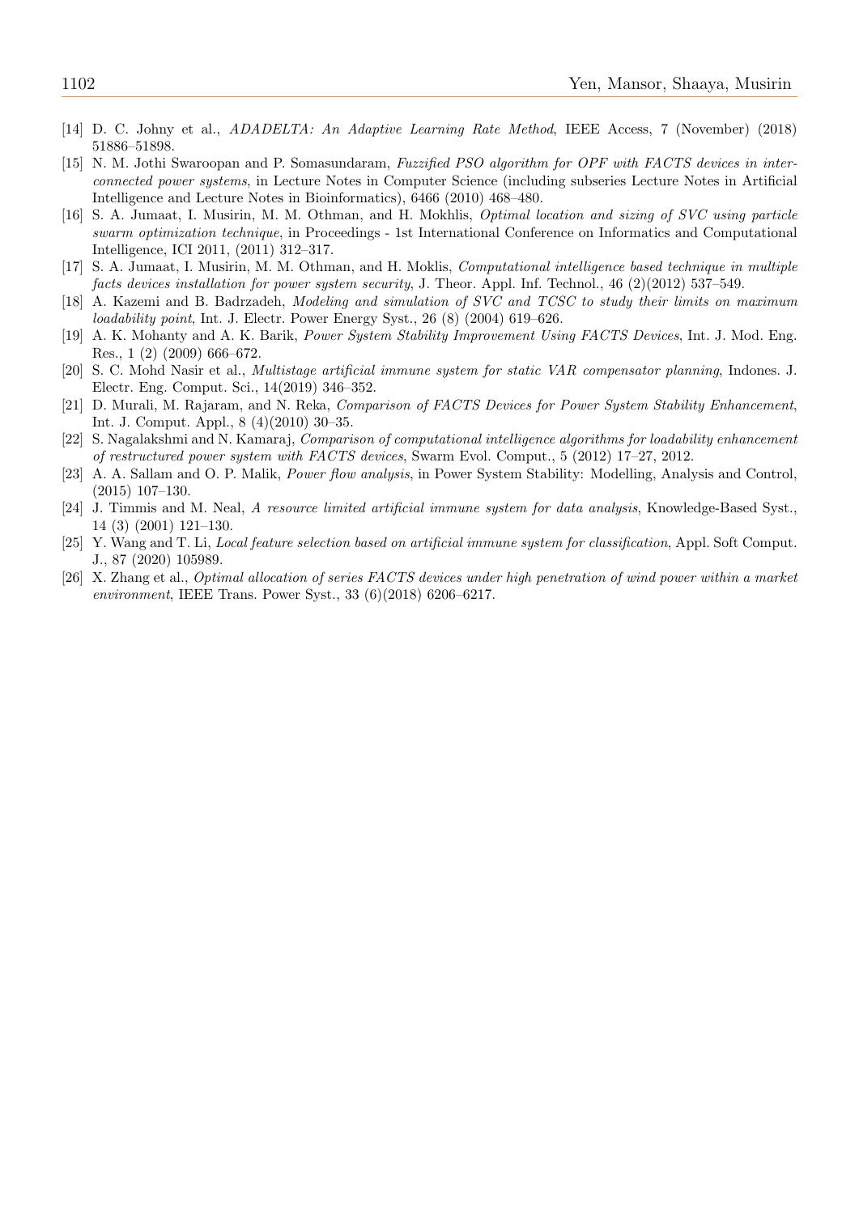[14] D. C. Johny et al., *ADADELTA: An Adaptive Learning Rate Method*, IEEE Access, 7 (November) (2018) 51886–51898.

[15] N. M. Jothi Swaroopan and P. Somasundaram, *Fuzzified PSO algorithm for OPF with FACTS devices in interconnected power systems*, in Lecture Notes in Computer Science (including subseries Lecture Notes in Artificial Intelligence and Lecture Notes in Bioinformatics), 6466 (2010) 468–480.

[16] S. A. Jumaat, I. Musirin, M. M. Othman, and H. Mokhlis, *Optimal location and sizing of SVC using particle swarm optimization technique*, in Proceedings - 1st International Conference on Informatics and Computational Intelligence, ICI 2011, (2011) 312–317.

[17] S. A. Jumaat, I. Musirin, M. M. Othman, and H. Moklis, *Computational intelligence based technique in multiple facts devices installation for power system security*, J. Theor. Appl. Inf. Technol., 46 (2)(2012) 537–549.

[18] A. Kazemi and B. Badrzadeh, *Modeling and simulation of SVC and TCSC to study their limits on maximum loadability point*, Int. J. Electr. Power Energy Syst., 26 (8) (2004) 619–626.

[19] A. K. Mohanty and A. K. Barik, *Power System Stability Improvement Using FACTS Devices*, Int. J. Mod. Eng. Res., 1 (2) (2009) 666–672.

[20] S. C. Mohd Nasir et al., *Multistage artificial immune system for static VAR compensator planning*, Indones. J. Electr. Eng. Comput. Sci., 14(2019) 346–352.

[21] D. Murali, M. Rajaram, and N. Reka, *Comparison of FACTS Devices for Power System Stability Enhancement*, Int. J. Comput. Appl., 8 (4)(2010) 30–35.

[22] S. Nagalakshmi and N. Kamaraj, *Comparison of computational intelligence algorithms for loadability enhancement of restructured power system with FACTS devices*, Swarm Evol. Comput., 5 (2012) 17–27, 2012.

[23] A. A. Sallam and O. P. Malik, *Power flow analysis*, in Power System Stability: Modelling, Analysis and Control, (2015) 107–130.

[24] J. Timmis and M. Neal, *A resource limited artificial immune system for data analysis*, Knowledge-Based Syst., 14 (3) (2001) 121–130.

[25] Y. Wang and T. Li, *Local feature selection based on artificial immune system for classification*, Appl. Soft Comput. J., 87 (2020) 105989.

[26] X. Zhang et al., *Optimal allocation of series FACTS devices under high penetration of wind power within a market environment*, IEEE Trans. Power Syst., 33 (6)(2018) 6206–6217.